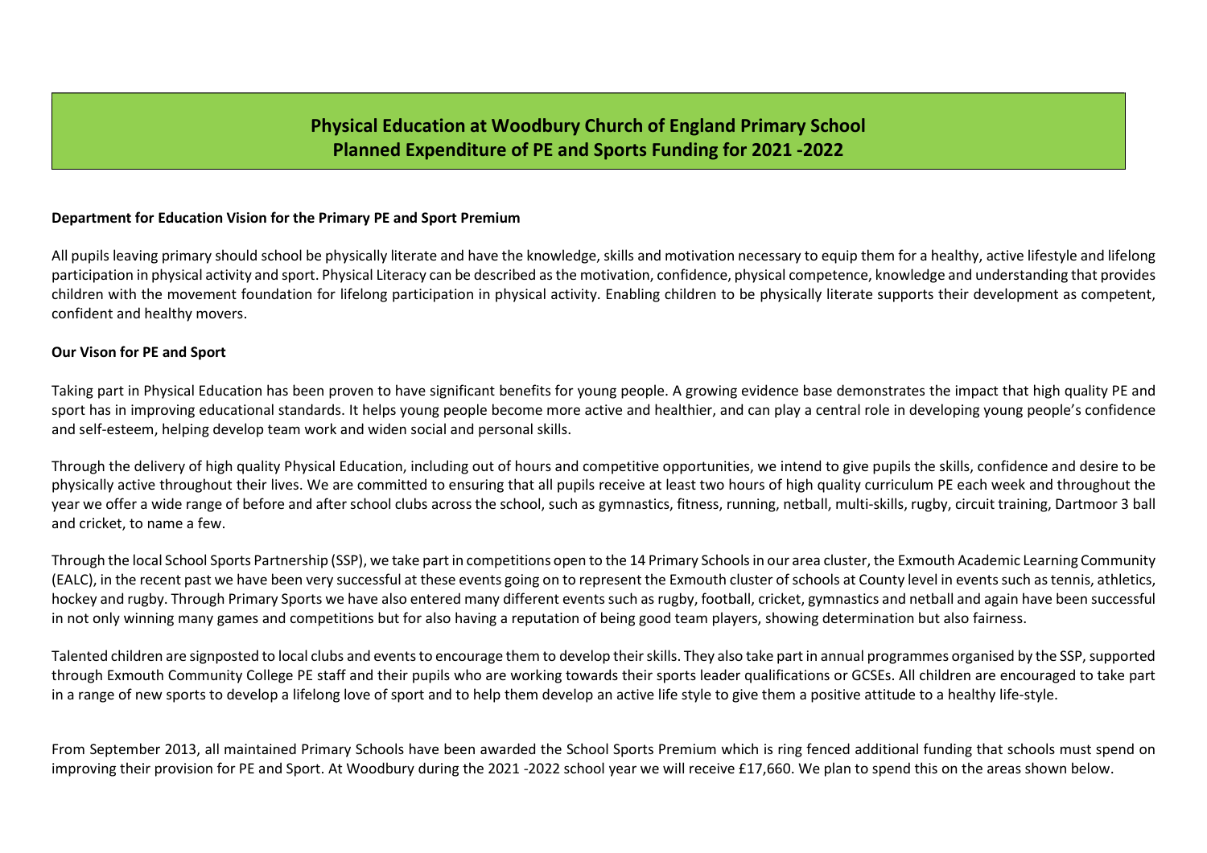# Physical Education at Woodbury Church of England Primary School
## Planned Expenditure of PE and Sports Funding for 2021 -2022

**Department for Education Vision for the Primary PE and Sport Premium**

All pupils leaving primary should school be physically literate and have the knowledge, skills and motivation necessary to equip them for a healthy, active lifestyle and lifelong participation in physical activity and sport. Physical Literacy can be described as the motivation, confidence, physical competence, knowledge and understanding that provides children with the movement foundation for lifelong participation in physical activity. Enabling children to be physically literate supports their development as competent, confident and healthy movers.

**Our Vison for PE and Sport**

Taking part in Physical Education has been proven to have significant benefits for young people. A growing evidence base demonstrates the impact that high quality PE and sport has in improving educational standards. It helps young people become more active and healthier, and can play a central role in developing young people's confidence and self-esteem, helping develop team work and widen social and personal skills.

Through the delivery of high quality Physical Education, including out of hours and competitive opportunities, we intend to give pupils the skills, confidence and desire to be physically active throughout their lives. We are committed to ensuring that all pupils receive at least two hours of high quality curriculum PE each week and throughout the year we offer a wide range of before and after school clubs across the school, such as gymnastics, fitness, running, netball, multi-skills, rugby, circuit training, Dartmoor 3 ball and cricket, to name a few.

Through the local School Sports Partnership (SSP), we take part in competitions open to the 14 Primary Schools in our area cluster, the Exmouth Academic Learning Community (EALC), in the recent past we have been very successful at these events going on to represent the Exmouth cluster of schools at County level in events such as tennis, athletics, hockey and rugby. Through Primary Sports we have also entered many different events such as rugby, football, cricket, gymnastics and netball and again have been successful in not only winning many games and competitions but for also having a reputation of being good team players, showing determination but also fairness.

Talented children are signposted to local clubs and events to encourage them to develop their skills. They also take part in annual programmes organised by the SSP, supported through Exmouth Community College PE staff and their pupils who are working towards their sports leader qualifications or GCSEs. All children are encouraged to take part in a range of new sports to develop a lifelong love of sport and to help them develop an active life style to give them a positive attitude to a healthy life-style.

From September 2013, all maintained Primary Schools have been awarded the School Sports Premium which is ring fenced additional funding that schools must spend on improving their provision for PE and Sport. At Woodbury during the 2021 -2022 school year we will receive £17,660. We plan to spend this on the areas shown below.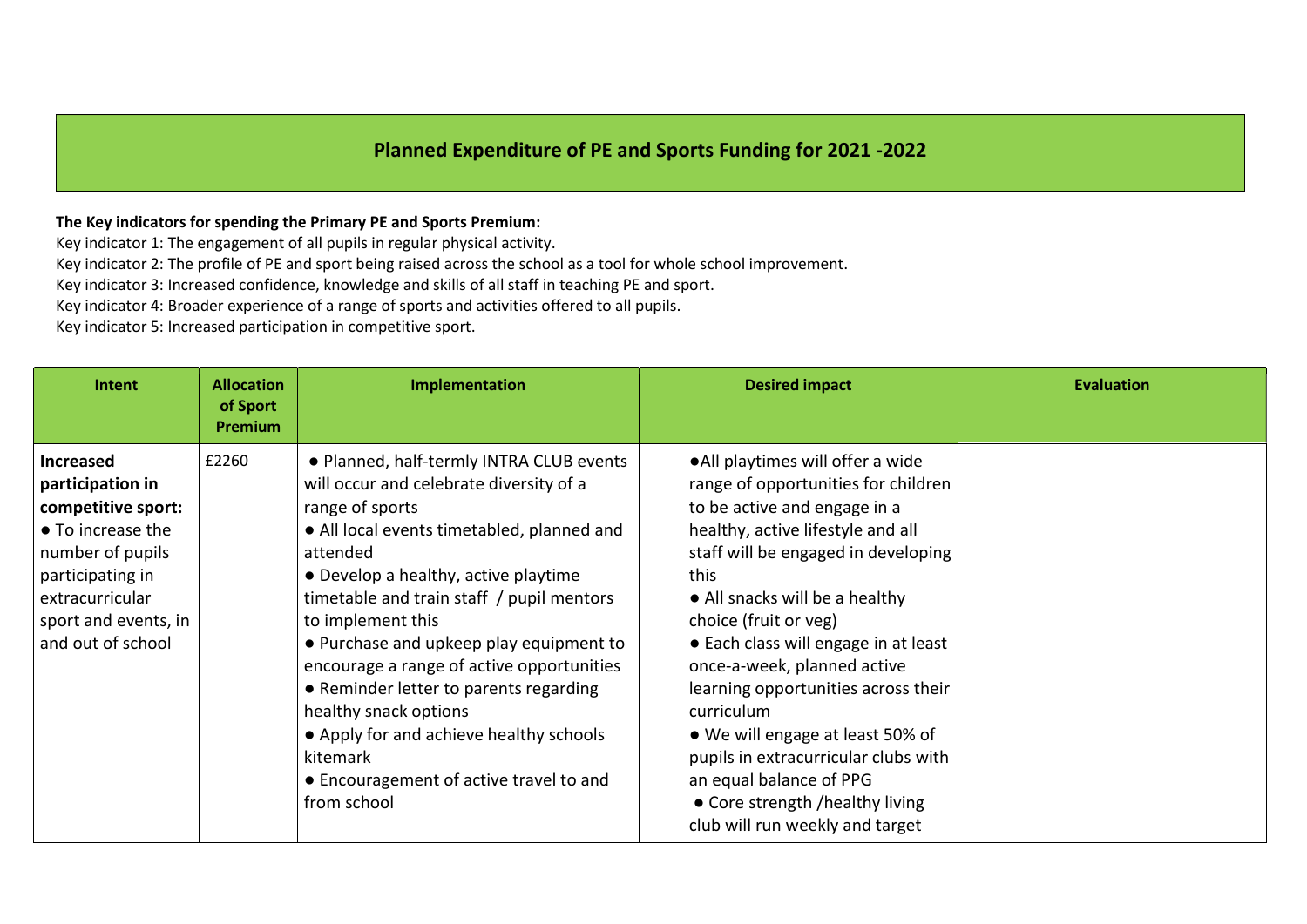## Planned Expenditure of PE and Sports Funding for 2021 -2022

**The Key indicators for spending the Primary PE and Sports Premium:**

Key indicator 1: The engagement of all pupils in regular physical activity.
Key indicator 2: The profile of PE and sport being raised across the school as a tool for whole school improvement.
Key indicator 3: Increased confidence, knowledge and skills of all staff in teaching PE and sport.
Key indicator 4: Broader experience of a range of sports and activities offered to all pupils.
Key indicator 5: Increased participation in competitive sport.

| Intent | Allocation of Sport Premium | Implementation | Desired impact | Evaluation |
|---|---|---|---|---|
| **Increased participation in competitive sport:** <br>● To increase the number of pupils participating in extracurricular sport and events, in and out of school | £2260 | ● Planned, half-termly INTRA CLUB events will occur and celebrate diversity of a range of sports <br>● All local events timetabled, planned and attended <br>● Develop a healthy, active playtime timetable and train staff / pupil mentors to implement this <br>● Purchase and upkeep play equipment to encourage a range of active opportunities <br>● Reminder letter to parents regarding healthy snack options <br>● Apply for and achieve healthy schools kitemark <br>● Encouragement of active travel to and from school | ●All playtimes will offer a wide range of opportunities for children to be active and engage in a healthy, active lifestyle and all staff will be engaged in developing this <br>● All snacks will be a healthy choice (fruit or veg) <br>● Each class will engage in at least once-a-week, planned active learning opportunities across their curriculum <br>● We will engage at least 50% of pupils in extracurricular clubs with an equal balance of PPG <br>● Core strength /healthy living club will run weekly and target | |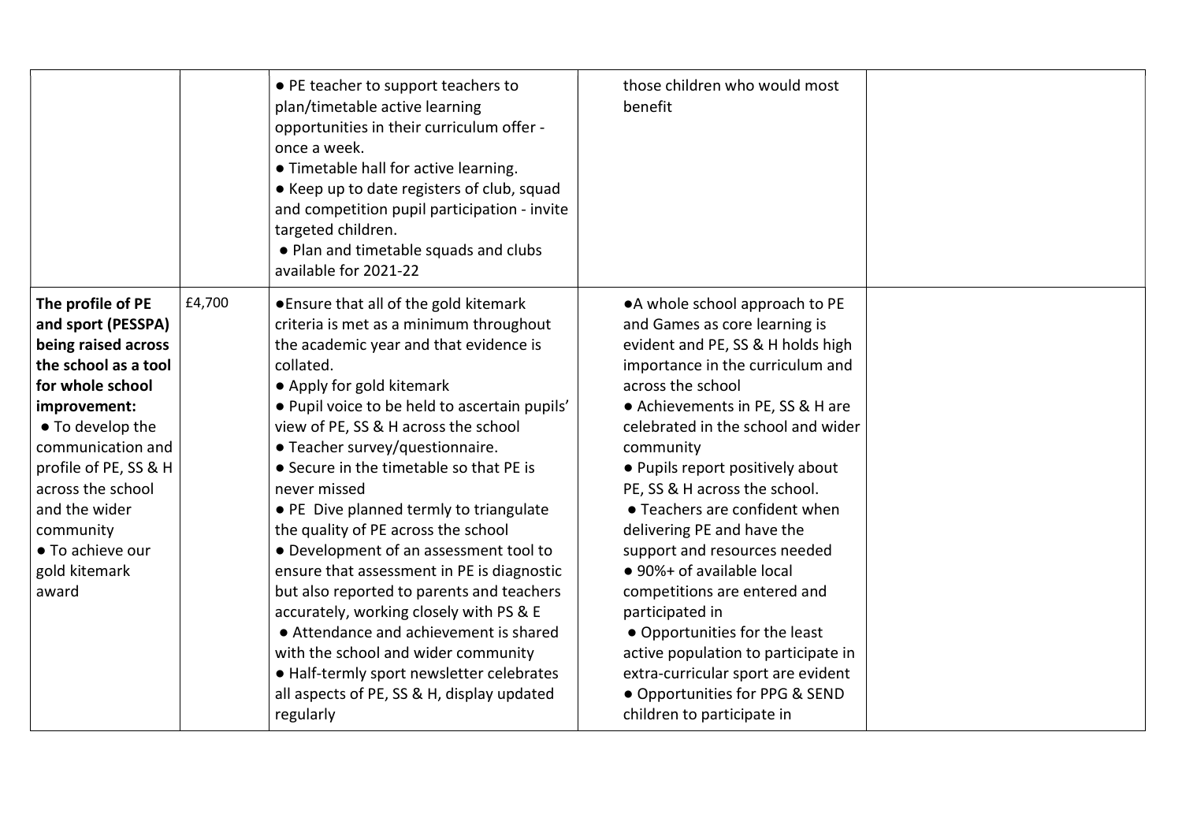| | | | | |
|---|---|---|---|---|
| | | ● PE teacher to support teachers to plan/timetable active learning opportunities in their curriculum offer - once a week.<br>● Timetable hall for active learning.<br>● Keep up to date registers of club, squad and competition pupil participation - invite targeted children.<br>● Plan and timetable squads and clubs available for 2021-22 | those children who would most benefit | |
| **The profile of PE and sport (PESSPA) being raised across the school as a tool for whole school improvement:**<br>● To develop the communication and profile of PE, SS & H across the school and the wider community<br>● To achieve our gold kitemark award | £4,700 | ●Ensure that all of the gold kitemark criteria is met as a minimum throughout the academic year and that evidence is collated.<br>● Apply for gold kitemark<br>● Pupil voice to be held to ascertain pupils' view of PE, SS & H across the school<br>● Teacher survey/questionnaire.<br>● Secure in the timetable so that PE is never missed<br>● PE Dive planned termly to triangulate the quality of PE across the school<br>● Development of an assessment tool to ensure that assessment in PE is diagnostic but also reported to parents and teachers accurately, working closely with PS & E<br>● Attendance and achievement is shared with the school and wider community<br>● Half-termly sport newsletter celebrates all aspects of PE, SS & H, display updated regularly | ●A whole school approach to PE and Games as core learning is evident and PE, SS & H holds high importance in the curriculum and across the school<br>● Achievements in PE, SS & H are celebrated in the school and wider community<br>● Pupils report positively about PE, SS & H across the school.<br>● Teachers are confident when delivering PE and have the support and resources needed<br>● 90%+ of available local competitions are entered and participated in<br>● Opportunities for the least active population to participate in extra-curricular sport are evident<br>● Opportunities for PPG & SEND children to participate in | |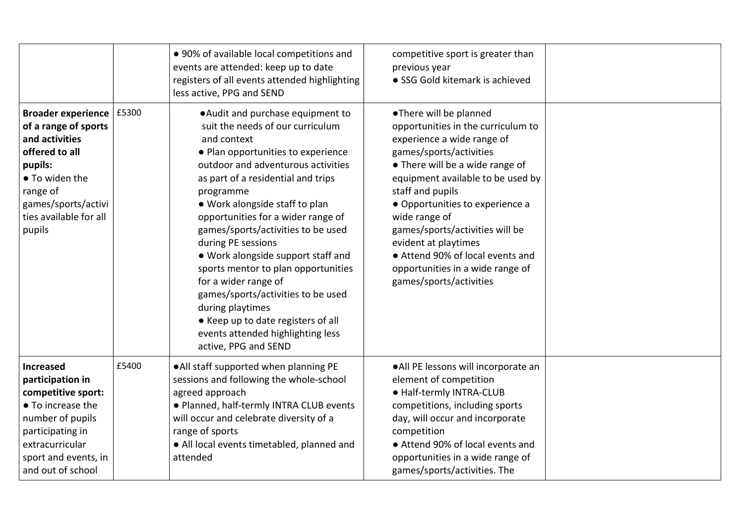| | | | | |
|---|---|---|---|---|
| | | • 90% of available local competitions and events are attended: keep up to date registers of all events attended highlighting less active, PPG and SEND | competitive sport is greater than previous year<br>• SSG Gold kitemark is achieved | |
| **Broader experience of a range of sports and activities offered to all pupils:**<br>• To widen the range of games/sports/activities available for all pupils | £5300 | •Audit and purchase equipment to suit the needs of our curriculum and context<br>• Plan opportunities to experience outdoor and adventurous activities as part of a residential and trips programme<br>• Work alongside staff to plan opportunities for a wider range of games/sports/activities to be used during PE sessions<br>• Work alongside support staff and sports mentor to plan opportunities for a wider range of games/sports/activities to be used during playtimes<br>• Keep up to date registers of all events attended highlighting less active, PPG and SEND | •There will be planned opportunities in the curriculum to experience a wide range of games/sports/activities<br>• There will be a wide range of equipment available to be used by staff and pupils<br>• Opportunities to experience a wide range of games/sports/activities will be evident at playtimes<br>• Attend 90% of local events and opportunities in a wide range of games/sports/activities | |
| **Increased participation in competitive sport:**<br>• To increase the number of pupils participating in extracurricular sport and events, in and out of school | £5400 | •All staff supported when planning PE sessions and following the whole-school agreed approach<br>• Planned, half-termly INTRA CLUB events will occur and celebrate diversity of a range of sports<br>• All local events timetabled, planned and attended | •All PE lessons will incorporate an element of competition<br>• Half-termly INTRA-CLUB competitions, including sports day, will occur and incorporate competition<br>• Attend 90% of local events and opportunities in a wide range of games/sports/activities. The | |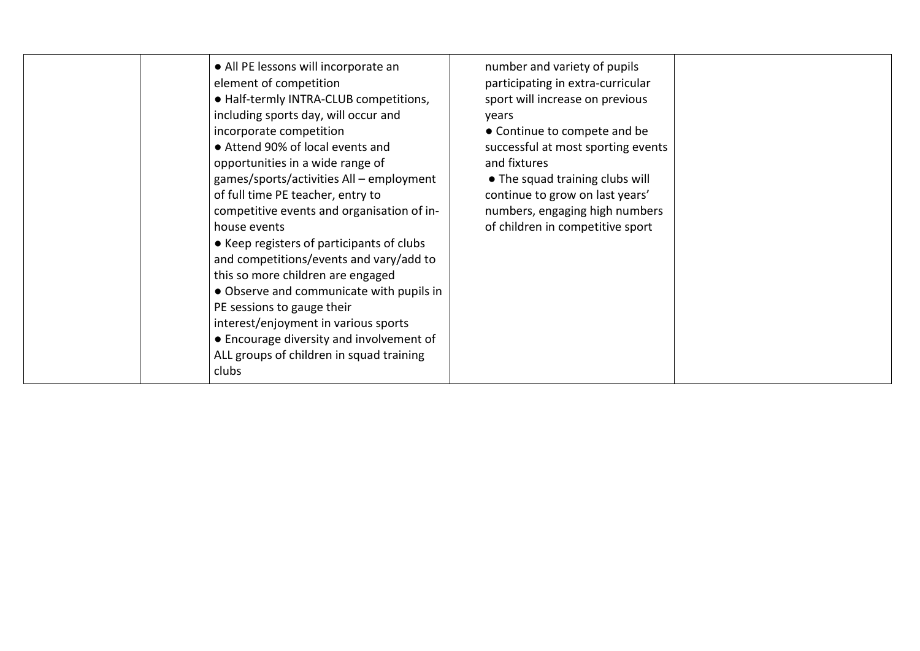| | | | | |
|---|---|---|---|---|
| | | • All PE lessons will incorporate an element of competition<br>• Half-termly INTRA-CLUB competitions, including sports day, will occur and incorporate competition<br>• Attend 90% of local events and opportunities in a wide range of games/sports/activities All – employment of full time PE teacher, entry to competitive events and organisation of in-house events<br>• Keep registers of participants of clubs and competitions/events and vary/add to this so more children are engaged<br>• Observe and communicate with pupils in PE sessions to gauge their interest/enjoyment in various sports<br>• Encourage diversity and involvement of ALL groups of children in squad training clubs | number and variety of pupils participating in extra-curricular sport will increase on previous years<br>• Continue to compete and be successful at most sporting events and fixtures<br>• The squad training clubs will continue to grow on last years' numbers, engaging high numbers of children in competitive sport | |